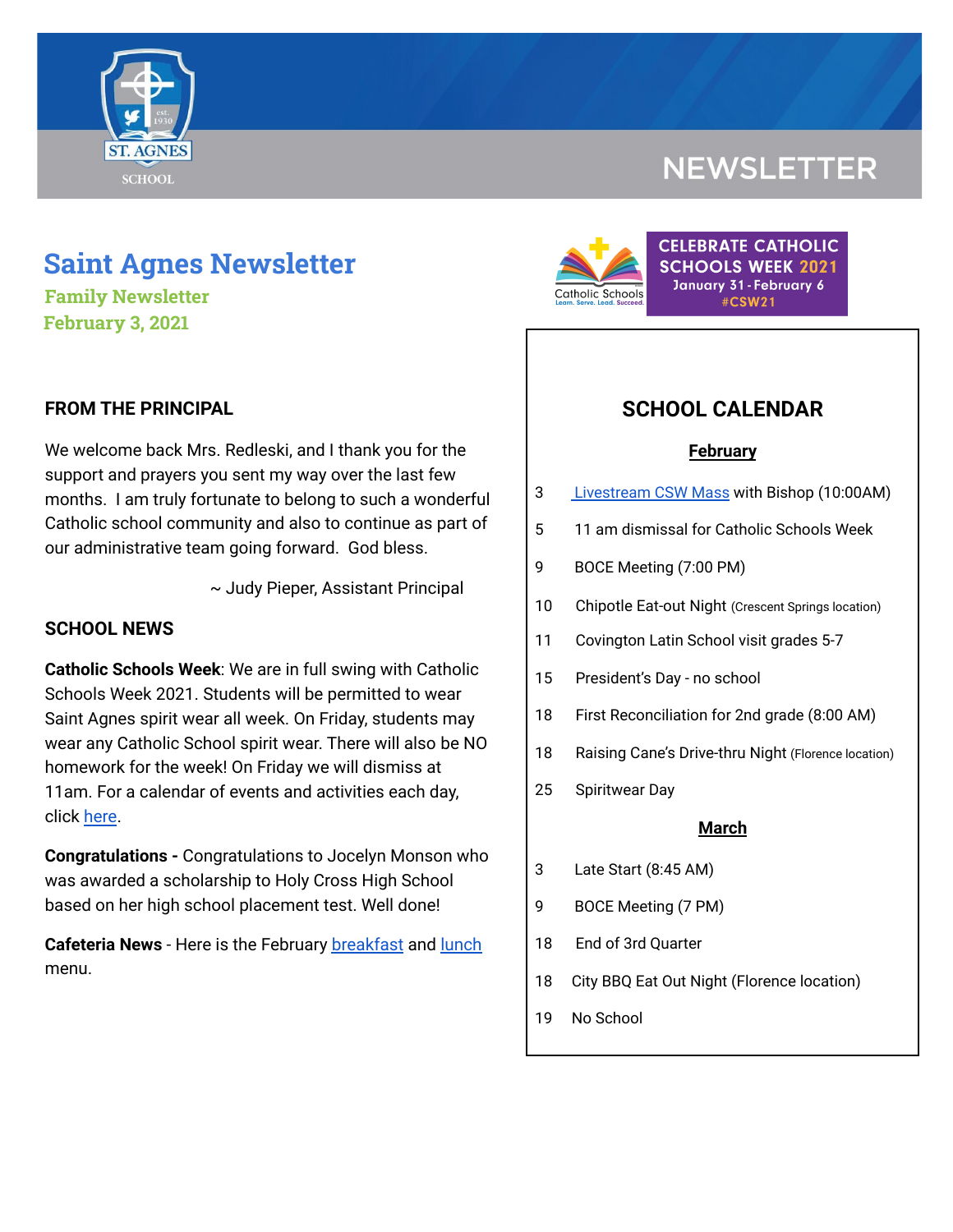# Saint Agnes Newsletter

### Family Newsletter
### February 3, 2021

### FROM THE PRINCIPAL

We welcome back Mrs. Redleski, and I thank you for the support and prayers you sent my way over the last few months. I am truly fortunate to belong to such a wonderful Catholic school community and also to continue as part of our administrative team going forward. God bless.

~ Judy Pieper, Assistant Principal

### SCHOOL NEWS

**Catholic Schools Week**: We are in full swing with Catholic Schools Week 2021. Students will be permitted to wear Saint Agnes spirit wear all week. On Friday, students may wear any Catholic School spirit wear. There will also be NO homework for the week! On Friday we will dismiss at 11am. For a calendar of events and activities each day, click here.

**Congratulations -** Congratulations to Jocelyn Monson who was awarded a scholarship to Holy Cross High School based on her high school placement test. Well done!

**Cafeteria News** - Here is the February breakfast and lunch menu.

CELEBRATE CATHOLIC SCHOOLS WEEK 2021
January 31 - February 6
#CSW21

## SCHOOL CALENDAR

**February**

| | |
|---|---|
| 3 | Livestream CSW Mass with Bishop (10:00AM) |
| 5 | 11 am dismissal for Catholic Schools Week |
| 9 | BOCE Meeting (7:00 PM) |
| 10 | Chipotle Eat-out Night (Crescent Springs location) |
| 11 | Covington Latin School visit grades 5-7 |
| 15 | President's Day - no school |
| 18 | First Reconciliation for 2nd grade (8:00 AM) |
| 18 | Raising Cane's Drive-thru Night (Florence location) |
| 25 | Spiritwear Day |

**March**

| | |
|---|---|
| 3 | Late Start (8:45 AM) |
| 9 | BOCE Meeting (7 PM) |
| 18 | End of 3rd Quarter |
| 18 | City BBQ Eat Out Night (Florence location) |
| 19 | No School |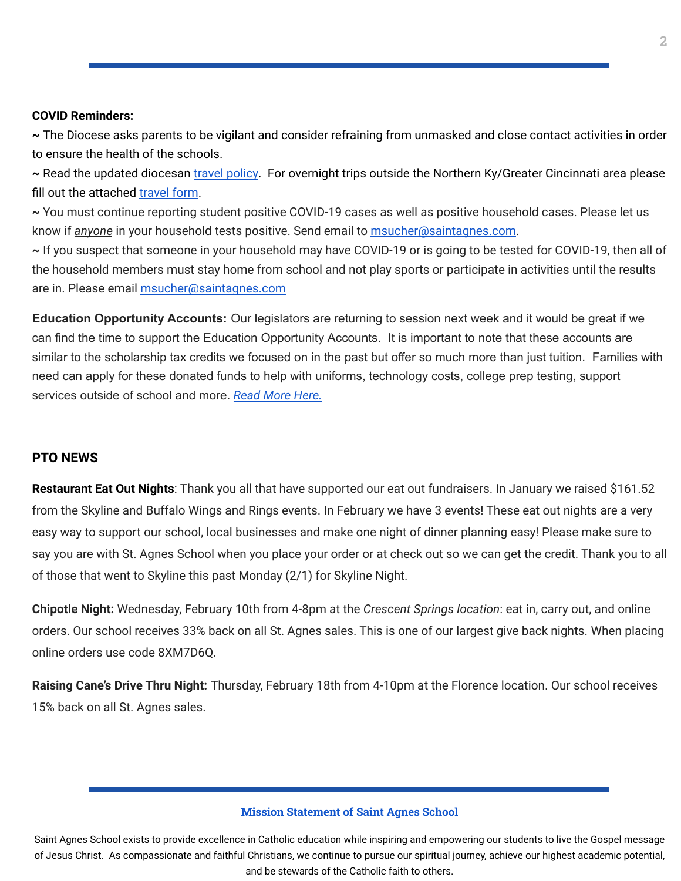**COVID Reminders:**

~ The Diocese asks parents to be vigilant and consider refraining from unmasked and close contact activities in order to ensure the health of the schools.

~ Read the updated diocesan travel policy. For overnight trips outside the Northern Ky/Greater Cincinnati area please fill out the attached travel form.

~ You must continue reporting student positive COVID-19 cases as well as positive household cases. Please let us know if *anyone* in your household tests positive. Send email to msucher@saintagnes.com.

~ If you suspect that someone in your household may have COVID-19 or is going to be tested for COVID-19, then all of the household members must stay home from school and not play sports or participate in activities until the results are in. Please email msucher@saintagnes.com

**Education Opportunity Accounts:** Our legislators are returning to session next week and it would be great if we can find the time to support the Education Opportunity Accounts. It is important to note that these accounts are similar to the scholarship tax credits we focused on in the past but offer so much more than just tuition. Families with need can apply for these donated funds to help with uniforms, technology costs, college prep testing, support services outside of school and more. *Read More Here.*

**PTO NEWS**

**Restaurant Eat Out Nights**: Thank you all that have supported our eat out fundraisers. In January we raised $161.52 from the Skyline and Buffalo Wings and Rings events. In February we have 3 events! These eat out nights are a very easy way to support our school, local businesses and make one night of dinner planning easy! Please make sure to say you are with St. Agnes School when you place your order or at check out so we can get the credit. Thank you to all of those that went to Skyline this past Monday (2/1) for Skyline Night.

**Chipotle Night:** Wednesday, February 10th from 4-8pm at the *Crescent Springs location*: eat in, carry out, and online orders. Our school receives 33% back on all St. Agnes sales. This is one of our largest give back nights. When placing online orders use code 8XM7D6Q.

**Raising Cane's Drive Thru Night:** Thursday, February 18th from 4-10pm at the Florence location. Our school receives 15% back on all St. Agnes sales.

**Mission Statement of Saint Agnes School**

Saint Agnes School exists to provide excellence in Catholic education while inspiring and empowering our students to live the Gospel message of Jesus Christ. As compassionate and faithful Christians, we continue to pursue our spiritual journey, achieve our highest academic potential, and be stewards of the Catholic faith to others.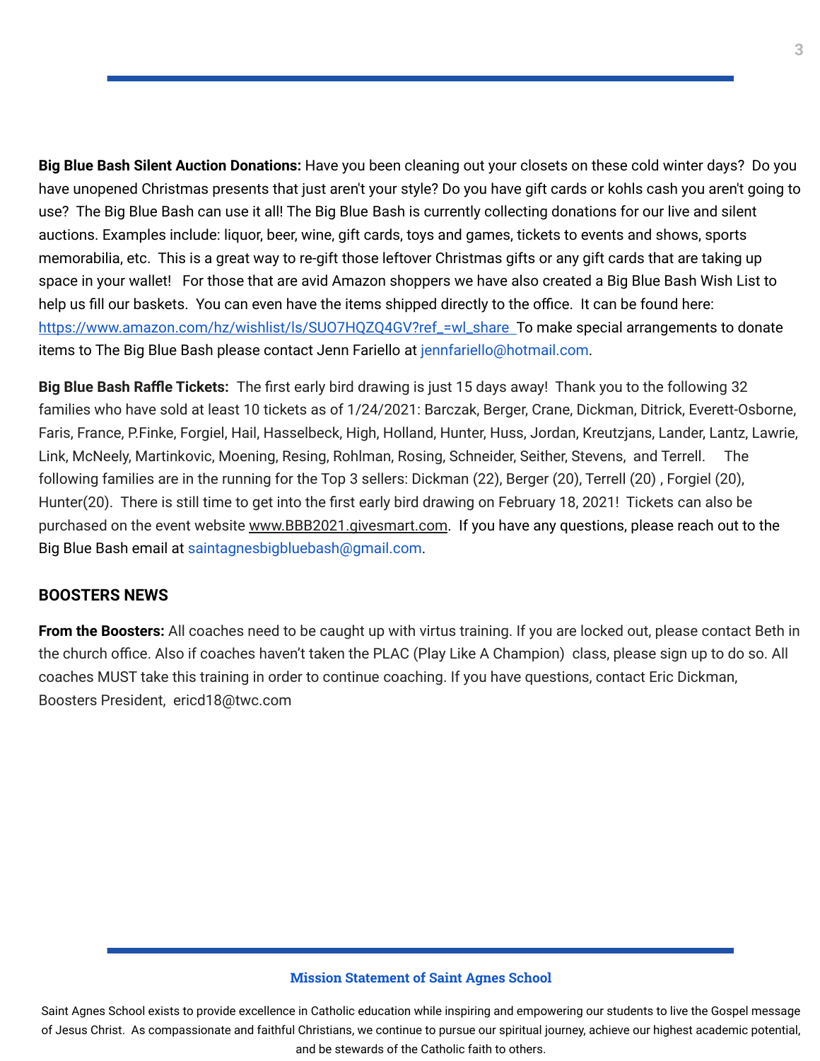**Big Blue Bash Silent Auction Donations:** Have you been cleaning out your closets on these cold winter days? Do you have unopened Christmas presents that just aren't your style? Do you have gift cards or kohls cash you aren't going to use? The Big Blue Bash can use it all! The Big Blue Bash is currently collecting donations for our live and silent auctions. Examples include: liquor, beer, wine, gift cards, toys and games, tickets to events and shows, sports memorabilia, etc. This is a great way to re-gift those leftover Christmas gifts or any gift cards that are taking up space in your wallet! For those that are avid Amazon shoppers we have also created a Big Blue Bash Wish List to help us fill our baskets. You can even have the items shipped directly to the office. It can be found here: https://www.amazon.com/hz/wishlist/ls/SUO7HQZQ4GV?ref_=wl_share To make special arrangements to donate items to The Big Blue Bash please contact Jenn Fariello at jennfariello@hotmail.com.

**Big Blue Bash Raffle Tickets:** The first early bird drawing is just 15 days away! Thank you to the following 32 families who have sold at least 10 tickets as of 1/24/2021: Barczak, Berger, Crane, Dickman, Ditrick, Everett-Osborne, Faris, France, P.Finke, Forgiel, Hail, Hasselbeck, High, Holland, Hunter, Huss, Jordan, Kreutzjans, Lander, Lantz, Lawrie, Link, McNeely, Martinkovic, Moening, Resing, Rohlman, Rosing, Schneider, Seither, Stevens, and Terrell. The following families are in the running for the Top 3 sellers: Dickman (22), Berger (20), Terrell (20) , Forgiel (20), Hunter(20). There is still time to get into the first early bird drawing on February 18, 2021! Tickets can also be purchased on the event website www.BBB2021.givesmart.com. If you have any questions, please reach out to the Big Blue Bash email at saintagnesbigbluebash@gmail.com.

## BOOSTERS NEWS

**From the Boosters:** All coaches need to be caught up with virtus training. If you are locked out, please contact Beth in the church office. Also if coaches haven't taken the PLAC (Play Like A Champion) class, please sign up to do so. All coaches MUST take this training in order to continue coaching. If you have questions, contact Eric Dickman, Boosters President, ericd18@twc.com

**Mission Statement of Saint Agnes School**

Saint Agnes School exists to provide excellence in Catholic education while inspiring and empowering our students to live the Gospel message of Jesus Christ. As compassionate and faithful Christians, we continue to pursue our spiritual journey, achieve our highest academic potential, and be stewards of the Catholic faith to others.